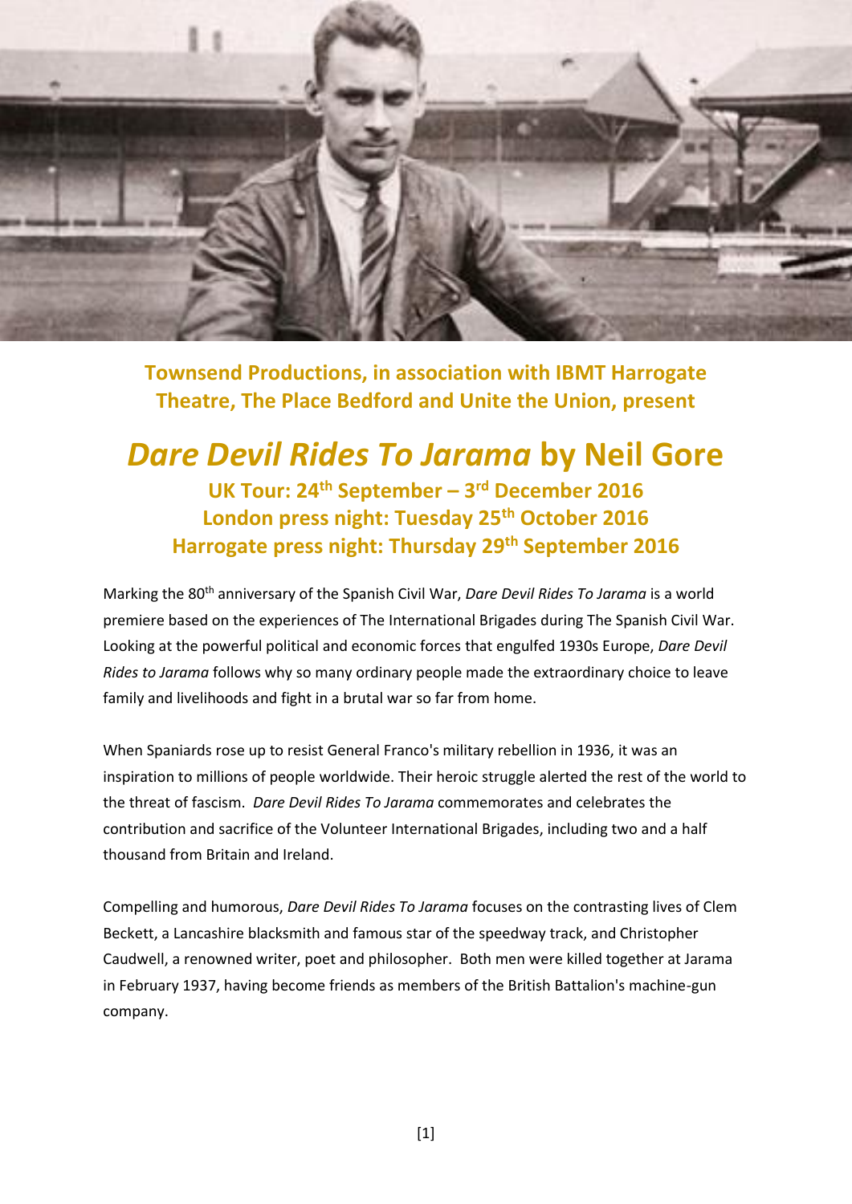**Townsend Productions, in association with IBMT Harrogate Theatre, The Place Bedford and Unite the Union, present**

# *Dare Devil Rides To Jarama* by Neil Gore

### UK Tour: 24th September – 3rd December 2016
### London press night: Tuesday 25th October 2016
### Harrogate press night: Thursday 29th September 2016

Marking the 80th anniversary of the Spanish Civil War, *Dare Devil Rides To Jarama* is a world premiere based on the experiences of The International Brigades during The Spanish Civil War. Looking at the powerful political and economic forces that engulfed 1930s Europe, *Dare Devil Rides to Jarama* follows why so many ordinary people made the extraordinary choice to leave family and livelihoods and fight in a brutal war so far from home.

When Spaniards rose up to resist General Franco's military rebellion in 1936, it was an inspiration to millions of people worldwide. Their heroic struggle alerted the rest of the world to the threat of fascism. *Dare Devil Rides To Jarama* commemorates and celebrates the contribution and sacrifice of the Volunteer International Brigades, including two and a half thousand from Britain and Ireland.

Compelling and humorous, *Dare Devil Rides To Jarama* focuses on the contrasting lives of Clem Beckett, a Lancashire blacksmith and famous star of the speedway track, and Christopher Caudwell, a renowned writer, poet and philosopher. Both men were killed together at Jarama in February 1937, having become friends as members of the British Battalion's machine-gun company.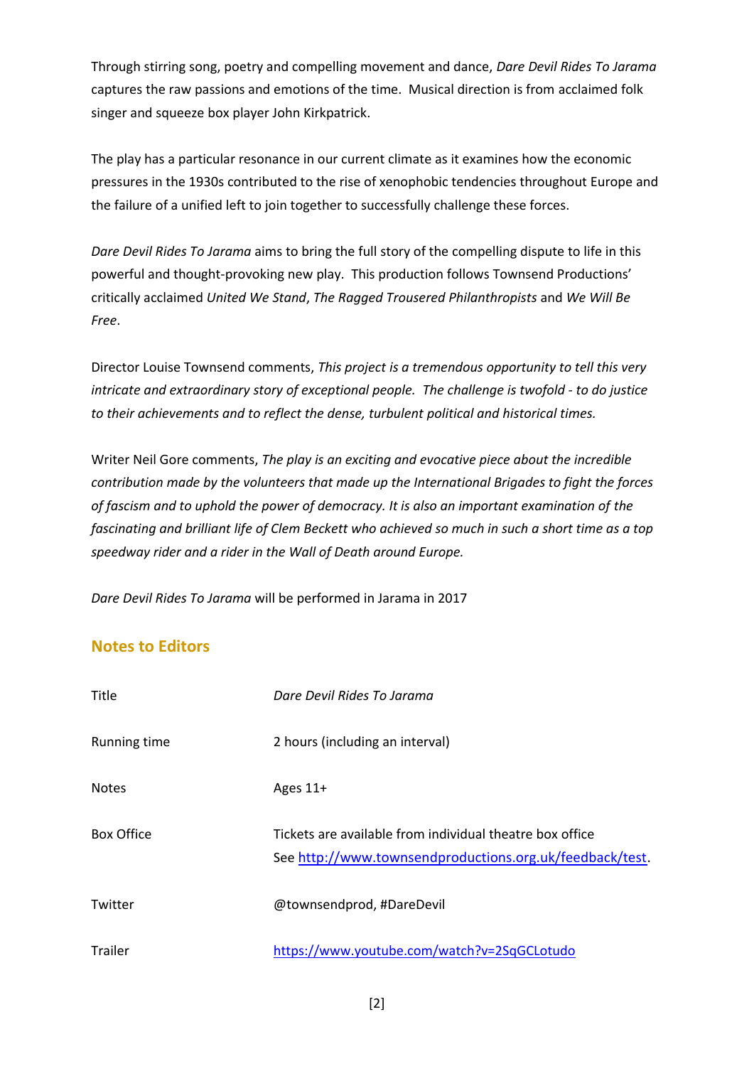Through stirring song, poetry and compelling movement and dance, *Dare Devil Rides To Jarama* captures the raw passions and emotions of the time. Musical direction is from acclaimed folk singer and squeeze box player John Kirkpatrick.

The play has a particular resonance in our current climate as it examines how the economic pressures in the 1930s contributed to the rise of xenophobic tendencies throughout Europe and the failure of a unified left to join together to successfully challenge these forces.

*Dare Devil Rides To Jarama* aims to bring the full story of the compelling dispute to life in this powerful and thought-provoking new play. This production follows Townsend Productions' critically acclaimed *United We Stand*, *The Ragged Trousered Philanthropists* and *We Will Be Free*.

Director Louise Townsend comments, *This project is a tremendous opportunity to tell this very intricate and extraordinary story of exceptional people. The challenge is twofold - to do justice to their achievements and to reflect the dense, turbulent political and historical times.*

Writer Neil Gore comments, *The play is an exciting and evocative piece about the incredible contribution made by the volunteers that made up the International Brigades to fight the forces of fascism and to uphold the power of democracy. It is also an important examination of the fascinating and brilliant life of Clem Beckett who achieved so much in such a short time as a top speedway rider and a rider in the Wall of Death around Europe.*

*Dare Devil Rides To Jarama* will be performed in Jarama in 2017

## Notes to Editors

| | |
|---|---|
| Title | *Dare Devil Rides To Jarama* |
| Running time | 2 hours (including an interval) |
| Notes | Ages 11+ |
| Box Office | Tickets are available from individual theatre box office<br>See http://www.townsendproductions.org.uk/feedback/test. |
| Twitter | @townsendprod, #DareDevil |
| Trailer | https://www.youtube.com/watch?v=2SqGCLotudo |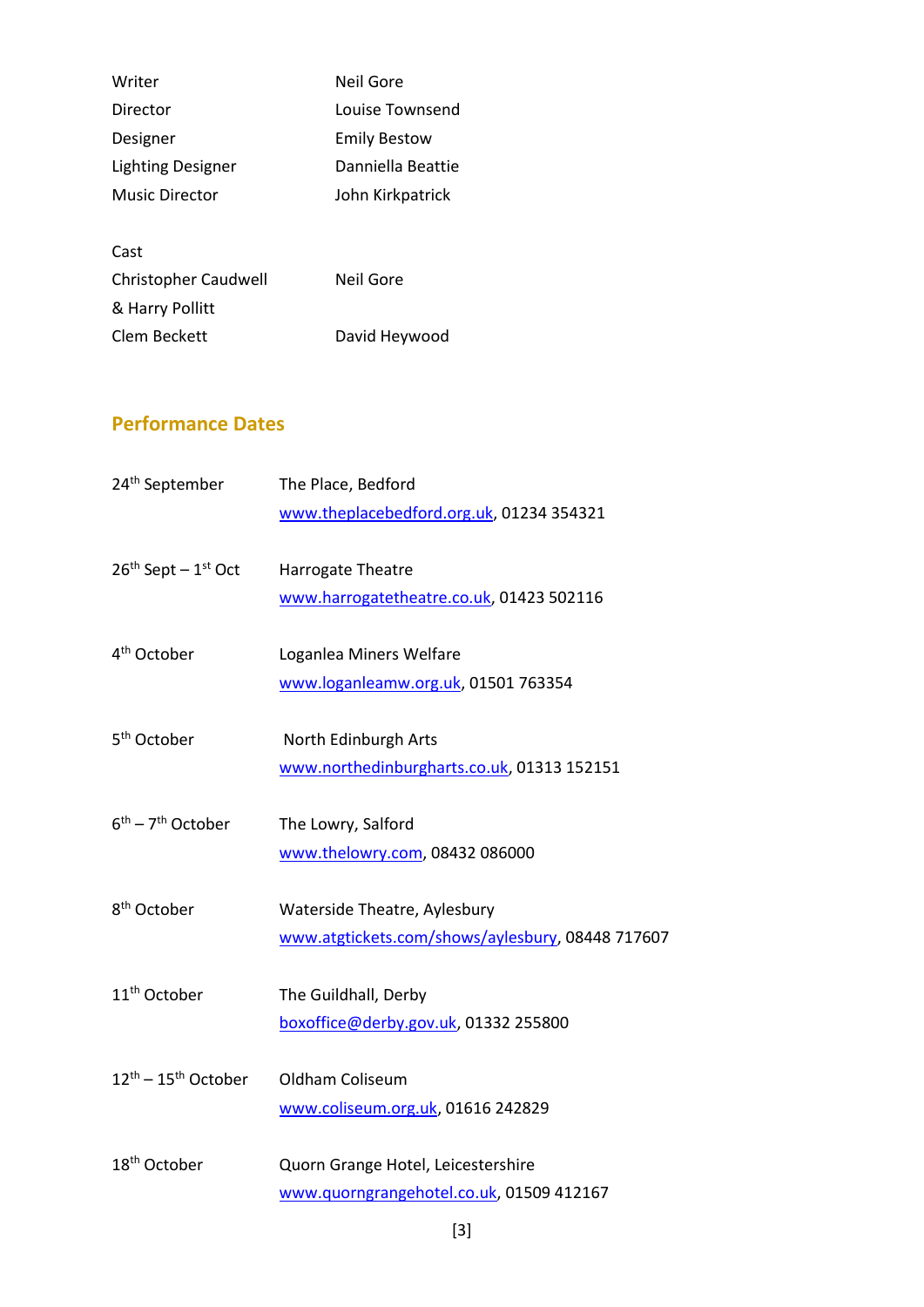| | |
|---|---|
| Writer | Neil Gore |
| Director | Louise Townsend |
| Designer | Emily Bestow |
| Lighting Designer | Danniella Beattie |
| Music Director | John Kirkpatrick |

Cast

| | |
|---|---|
| Christopher Caudwell & Harry Pollitt | Neil Gore |
| Clem Beckett | David Heywood |

## Performance Dates

| | |
|---|---|
| 24th September | The Place, Bedford<br>www.theplacebedford.org.uk, 01234 354321 |
| 26th Sept – 1st Oct | Harrogate Theatre<br>www.harrogatetheatre.co.uk, 01423 502116 |
| 4th October | Loganlea Miners Welfare<br>www.loganleamw.org.uk, 01501 763354 |
| 5th October | North Edinburgh Arts<br>www.northedinburgharts.co.uk, 01313 152151 |
| 6th – 7th October | The Lowry, Salford<br>www.thelowry.com, 08432 086000 |
| 8th October | Waterside Theatre, Aylesbury<br>www.atgtickets.com/shows/aylesbury, 08448 717607 |
| 11th October | The Guildhall, Derby<br>boxoffice@derby.gov.uk, 01332 255800 |
| 12th – 15th October | Oldham Coliseum<br>www.coliseum.org.uk, 01616 242829 |
| 18th October | Quorn Grange Hotel, Leicestershire<br>www.quorngrangehotel.co.uk, 01509 412167 |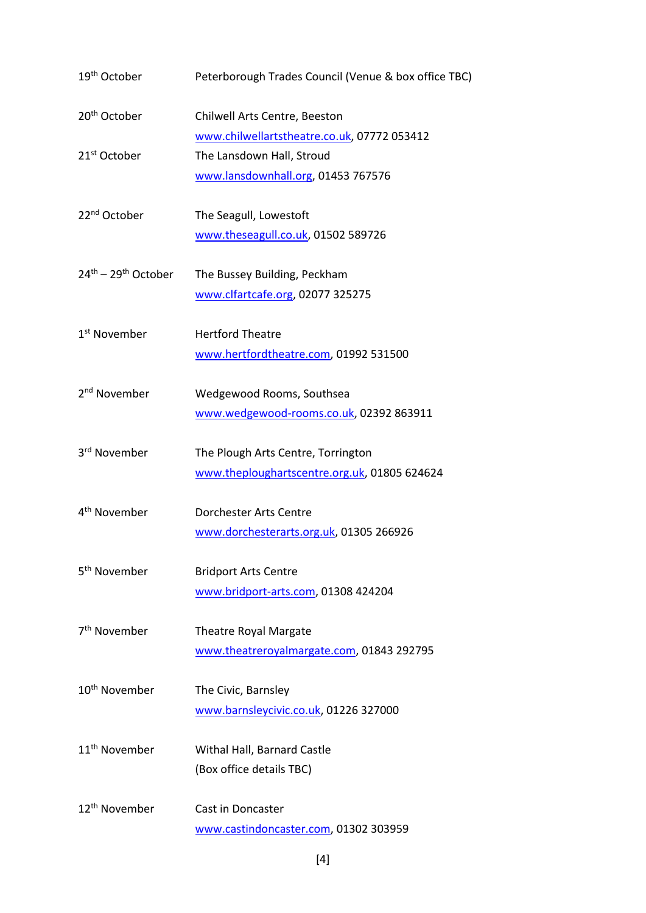| | |
|---|---|
| 19th October | Peterborough Trades Council (Venue & box office TBC) |
| 20th October | Chilwell Arts Centre, Beeston<br>www.chilwellartstheatre.co.uk, 07772 053412 |
| 21st October | The Lansdown Hall, Stroud<br>www.lansdownhall.org, 01453 767576 |
| 22nd October | The Seagull, Lowestoft<br>www.theseagull.co.uk, 01502 589726 |
| 24th – 29th October | The Bussey Building, Peckham<br>www.clfartcafe.org, 02077 325275 |
| 1st November | Hertford Theatre<br>www.hertfordtheatre.com, 01992 531500 |
| 2nd November | Wedgewood Rooms, Southsea<br>www.wedgewood-rooms.co.uk, 02392 863911 |
| 3rd November | The Plough Arts Centre, Torrington<br>www.theploughartscentre.org.uk, 01805 624624 |
| 4th November | Dorchester Arts Centre<br>www.dorchesterarts.org.uk, 01305 266926 |
| 5th November | Bridport Arts Centre<br>www.bridport-arts.com, 01308 424204 |
| 7th November | Theatre Royal Margate<br>www.theatreroyalmargate.com, 01843 292795 |
| 10th November | The Civic, Barnsley<br>www.barnsleycivic.co.uk, 01226 327000 |
| 11th November | Withal Hall, Barnard Castle<br>(Box office details TBC) |
| 12th November | Cast in Doncaster<br>www.castindoncaster.com, 01302 303959 |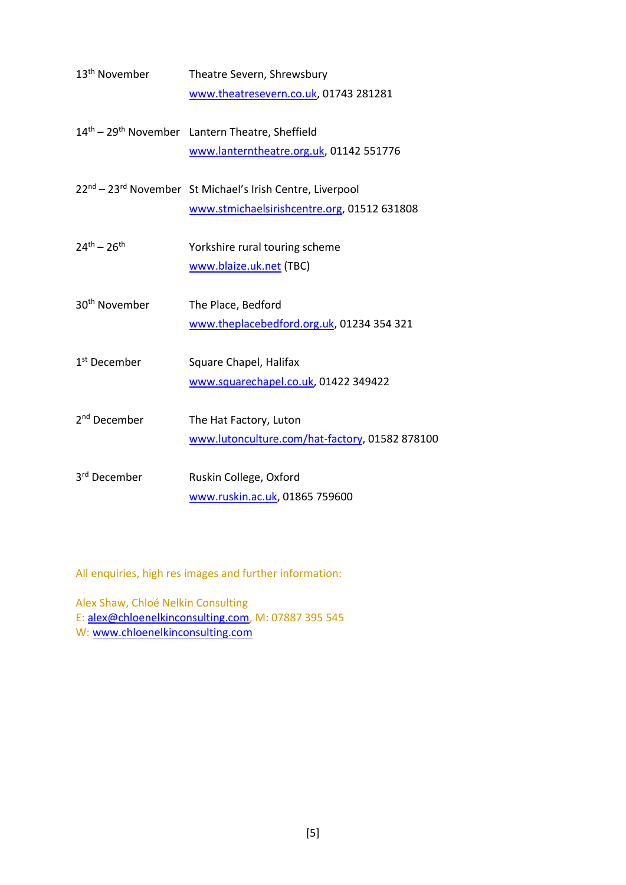| | |
|---|---|
| 13th November | Theatre Severn, Shrewsbury<br>www.theatresevern.co.uk, 01743 281281 |
| 14th – 29th November | Lantern Theatre, Sheffield<br>www.lanterntheatre.org.uk, 01142 551776 |
| 22nd – 23rd November | St Michael's Irish Centre, Liverpool<br>www.stmichaelsirishcentre.org, 01512 631808 |
| 24th – 26th | Yorkshire rural touring scheme<br>www.blaize.uk.net (TBC) |
| 30th November | The Place, Bedford<br>www.theplacebedford.org.uk, 01234 354 321 |
| 1st December | Square Chapel, Halifax<br>www.squarechapel.co.uk, 01422 349422 |
| 2nd December | The Hat Factory, Luton<br>www.lutonculture.com/hat-factory, 01582 878100 |
| 3rd December | Ruskin College, Oxford<br>www.ruskin.ac.uk, 01865 759600 |

All enquiries, high res images and further information:

Alex Shaw, Chloé Nelkin Consulting
E: alex@chloenelkinconsulting.com, M: 07887 395 545
W: www.chloenelkinconsulting.com